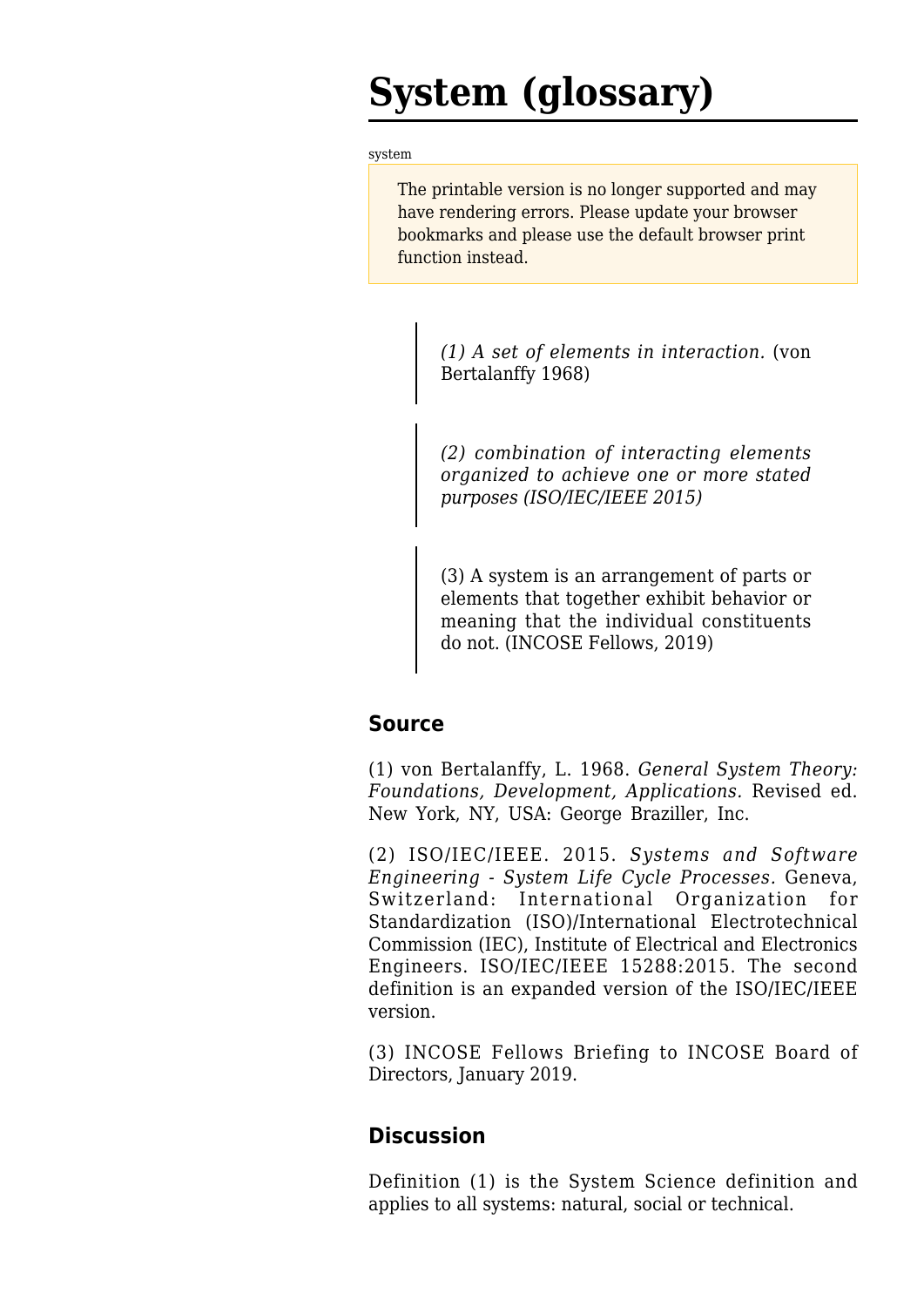# System (glossary)

system

The printable version is no longer supported and may have rendering errors. Please update your browser bookmarks and please use the default browser print function instead.

> *(1) A set of elements in interaction.* (von Bertalanffy 1968)

> *(2) combination of interacting elements organized to achieve one or more stated purposes (ISO/IEC/IEEE 2015)*

> (3) A system is an arrangement of parts or elements that together exhibit behavior or meaning that the individual constituents do not. (INCOSE Fellows, 2019)

## Source

(1) von Bertalanffy, L. 1968. *General System Theory: Foundations, Development, Applications.* Revised ed. New York, NY, USA: George Braziller, Inc.

(2) ISO/IEC/IEEE. 2015. *Systems and Software Engineering - System Life Cycle Processes.* Geneva, Switzerland: International Organization for Standardization (ISO)/International Electrotechnical Commission (IEC), Institute of Electrical and Electronics Engineers. ISO/IEC/IEEE 15288:2015. The second definition is an expanded version of the ISO/IEC/IEEE version.

(3) INCOSE Fellows Briefing to INCOSE Board of Directors, January 2019.

## Discussion

Definition (1) is the System Science definition and applies to all systems: natural, social or technical.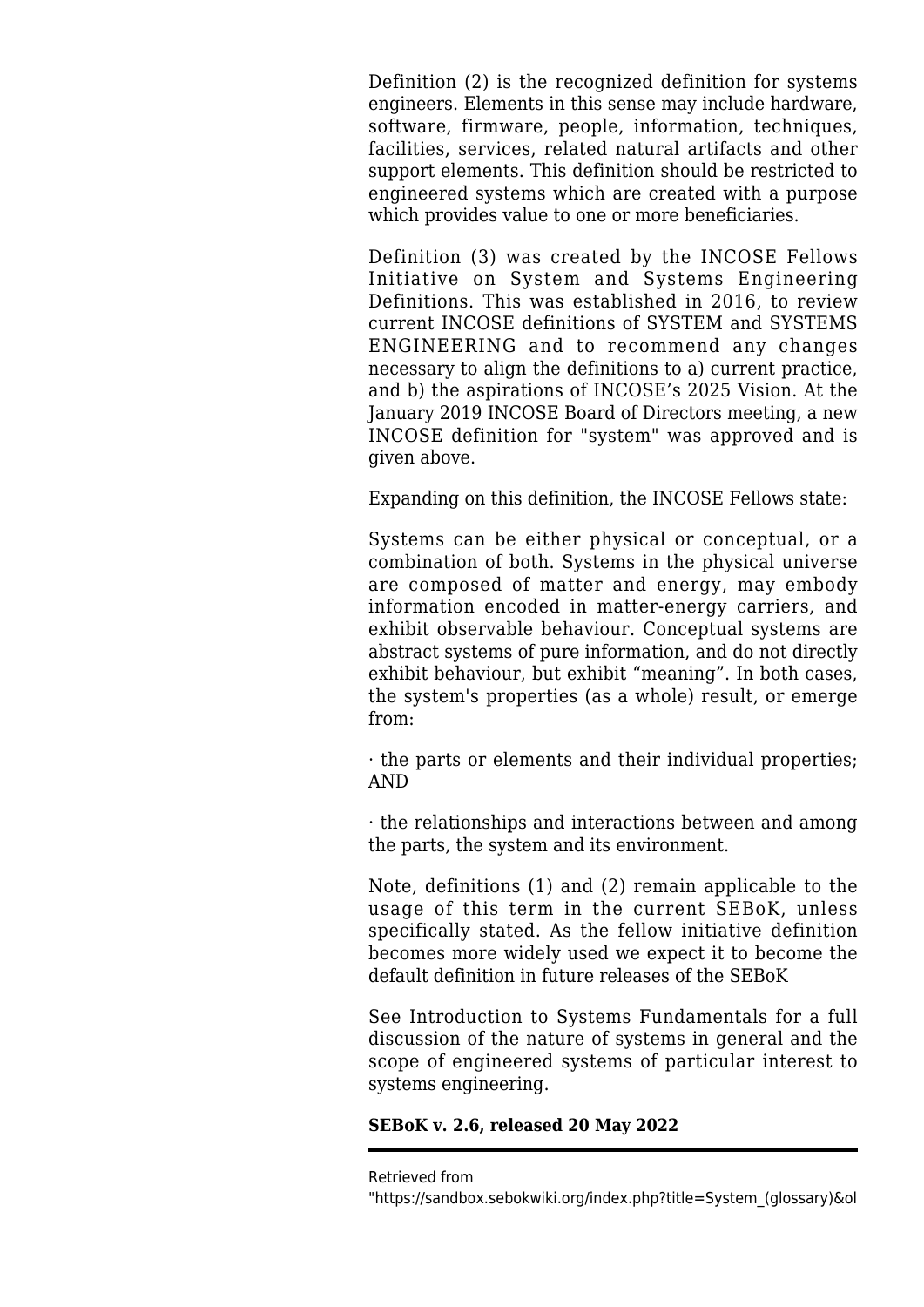Definition (2) is the recognized definition for systems engineers. Elements in this sense may include hardware, software, firmware, people, information, techniques, facilities, services, related natural artifacts and other support elements. This definition should be restricted to engineered systems which are created with a purpose which provides value to one or more beneficiaries.

Definition (3) was created by the INCOSE Fellows Initiative on System and Systems Engineering Definitions. This was established in 2016, to review current INCOSE definitions of SYSTEM and SYSTEMS ENGINEERING and to recommend any changes necessary to align the definitions to a) current practice, and b) the aspirations of INCOSE's 2025 Vision. At the January 2019 INCOSE Board of Directors meeting, a new INCOSE definition for "system" was approved and is given above.

Expanding on this definition, the INCOSE Fellows state:

Systems can be either physical or conceptual, or a combination of both. Systems in the physical universe are composed of matter and energy, may embody information encoded in matter-energy carriers, and exhibit observable behaviour. Conceptual systems are abstract systems of pure information, and do not directly exhibit behaviour, but exhibit "meaning". In both cases, the system's properties (as a whole) result, or emerge from:

· the parts or elements and their individual properties; AND

· the relationships and interactions between and among the parts, the system and its environment.

Note, definitions (1) and (2) remain applicable to the usage of this term in the current SEBoK, unless specifically stated. As the fellow initiative definition becomes more widely used we expect it to become the default definition in future releases of the SEBoK

See Introduction to Systems Fundamentals for a full discussion of the nature of systems in general and the scope of engineered systems of particular interest to systems engineering.

**SEBoK v. 2.6, released 20 May 2022**

---

Retrieved from "https://sandbox.sebokwiki.org/index.php?title=System_(glossary)&ol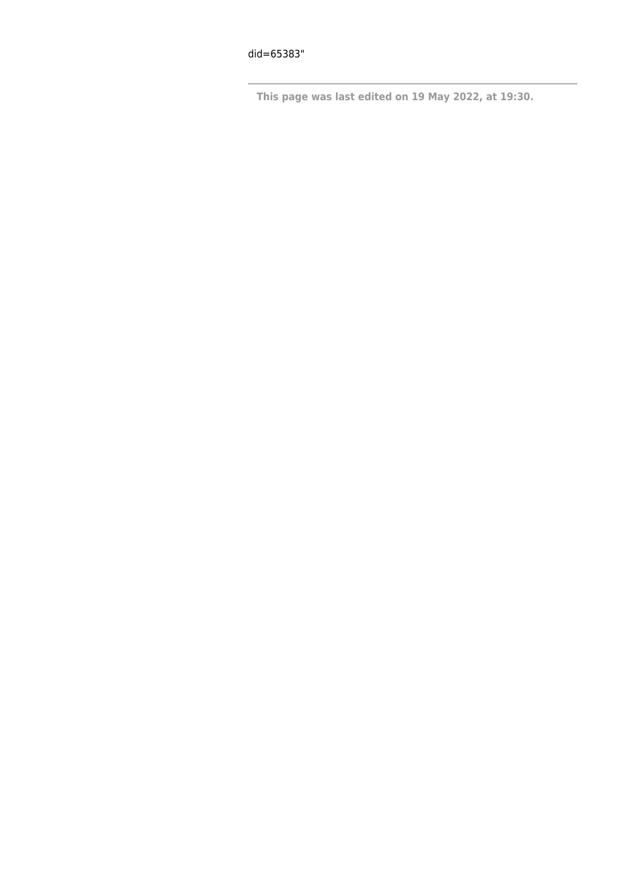did=65383"

---

**This page was last edited on 19 May 2022, at 19:30.**